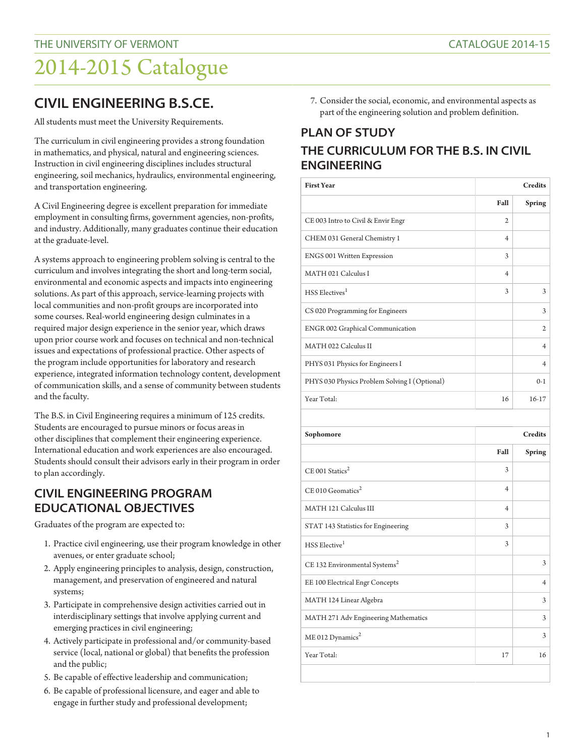# 2014-2015 Catalogue

## CIVIL ENGINEERING B.S.CE.

All students must meet the University Requirements.

The curriculum in civil engineering provides a strong foundation in mathematics, and physical, natural and engineering sciences. Instruction in civil engineering disciplines includes structural engineering, soil mechanics, hydraulics, environmental engineering, and transportation engineering.

A Civil Engineering degree is excellent preparation for immediate employment in consulting firms, government agencies, non-profits, and industry. Additionally, many graduates continue their education at the graduate-level.

A systems approach to engineering problem solving is central to the curriculum and involves integrating the short and long-term social, environmental and economic aspects and impacts into engineering solutions. As part of this approach, service-learning projects with local communities and non-profit groups are incorporated into some courses. Real-world engineering design culminates in a required major design experience in the senior year, which draws upon prior course work and focuses on technical and non-technical issues and expectations of professional practice. Other aspects of the program include opportunities for laboratory and research experience, integrated information technology content, development of communication skills, and a sense of community between students and the faculty.

The B.S. in Civil Engineering requires a minimum of 125 credits. Students are encouraged to pursue minors or focus areas in other disciplines that complement their engineering experience. International education and work experiences are also encouraged. Students should consult their advisors early in their program in order to plan accordingly.

## CIVIL ENGINEERING PROGRAM EDUCATIONAL OBJECTIVES

Graduates of the program are expected to:

1. Practice civil engineering, use their program knowledge in other avenues, or enter graduate school;
2. Apply engineering principles to analysis, design, construction, management, and preservation of engineered and natural systems;
3. Participate in comprehensive design activities carried out in interdisciplinary settings that involve applying current and emerging practices in civil engineering;
4. Actively participate in professional and/or community-based service (local, national or global) that benefits the profession and the public;
5. Be capable of effective leadership and communication;
6. Be capable of professional licensure, and eager and able to engage in further study and professional development;
7. Consider the social, economic, and environmental aspects as part of the engineering solution and problem definition.

## PLAN OF STUDY

## THE CURRICULUM FOR THE B.S. IN CIVIL ENGINEERING

| First Year | Credits | |
|---|---|---|
| | Fall | Spring |
| CE 003 Intro to Civil & Envir Engr | 2 | |
| CHEM 031 General Chemistry 1 | 4 | |
| ENGS 001 Written Expression | 3 | |
| MATH 021 Calculus I | 4 | |
| HSS Electives[1] | 3 | 3 |
| CS 020 Programming for Engineers | | 3 |
| ENGR 002 Graphical Communication | | 2 |
| MATH 022 Calculus II | | 4 |
| PHYS 031 Physics for Engineers I | | 4 |
| PHYS 030 Physics Problem Solving I (Optional) | | 0-1 |
| Year Total: | 16 | 16-17 |

| Sophomore | Credits | |
|---|---|---|
| | Fall | Spring |
| CE 001 Statics[2] | 3 | |
| CE 010 Geomatics[2] | 4 | |
| MATH 121 Calculus III | 4 | |
| STAT 143 Statistics for Engineering | 3 | |
| HSS Elective[1] | 3 | |
| CE 132 Environmental Systems[2] | | 3 |
| EE 100 Electrical Engr Concepts | | 4 |
| MATH 124 Linear Algebra | | 3 |
| MATH 271 Adv Engineering Mathematics | | 3 |
| ME 012 Dynamics[2] | | 3 |
| Year Total: | 17 | 16 |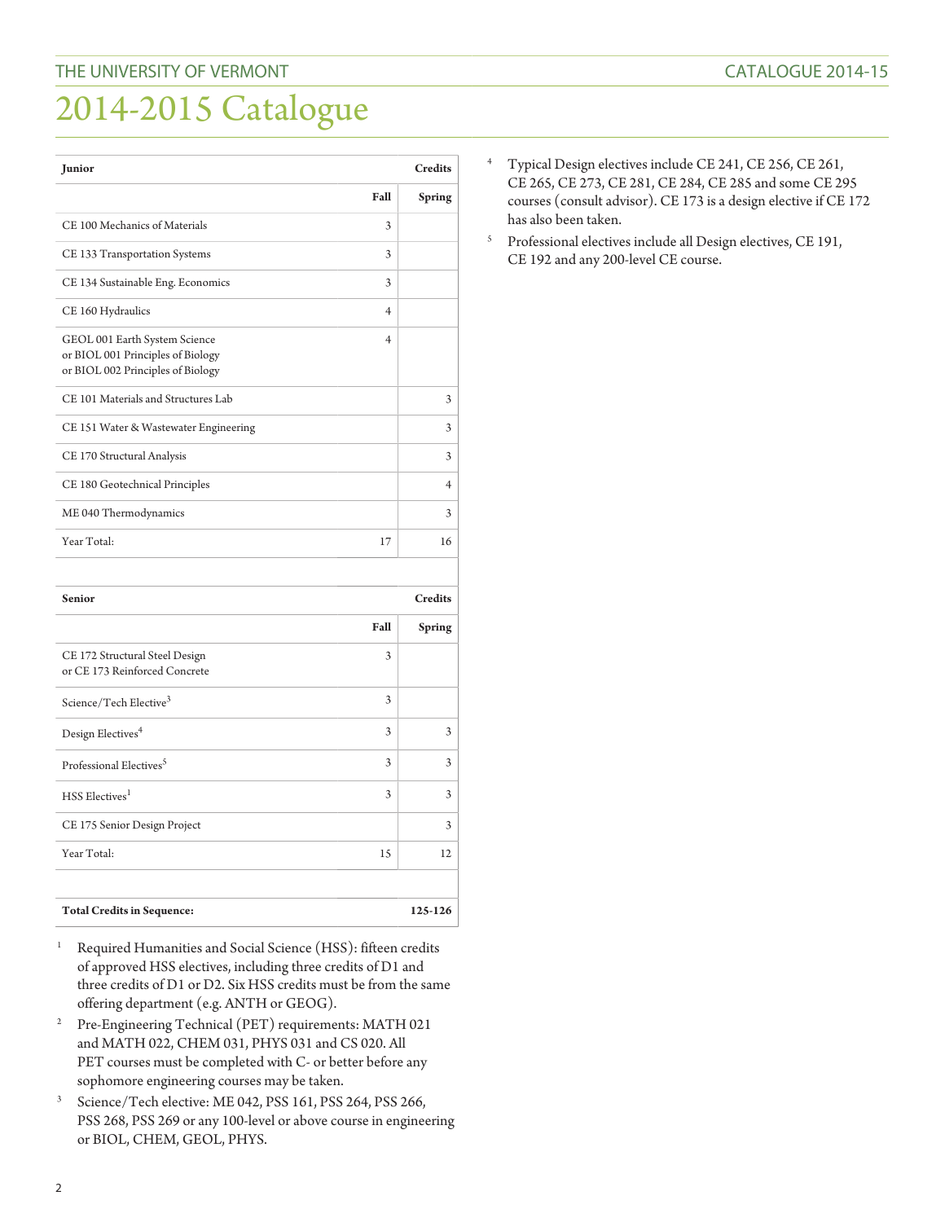# 2014-2015 Catalogue

| Junior | Credits | |
|---|---|---|
| | Fall | Spring |
| CE 100 Mechanics of Materials | 3 | |
| CE 133 Transportation Systems | 3 | |
| CE 134 Sustainable Eng. Economics | 3 | |
| CE 160 Hydraulics | 4 | |
| GEOL 001 Earth System Science or BIOL 001 Principles of Biology or BIOL 002 Principles of Biology | 4 | |
| CE 101 Materials and Structures Lab | | 3 |
| CE 151 Water & Wastewater Engineering | | 3 |
| CE 170 Structural Analysis | | 3 |
| CE 180 Geotechnical Principles | | 4 |
| ME 040 Thermodynamics | | 3 |
| Year Total: | 17 | 16 |

| Senior | Credits | |
|---|---|---|
| | Fall | Spring |
| CE 172 Structural Steel Design or CE 173 Reinforced Concrete | 3 | |
| Science/Tech Elective[3] | 3 | |
| Design Electives[4] | 3 | 3 |
| Professional Electives[5] | 3 | 3 |
| HSS Electives[1] | 3 | 3 |
| CE 175 Senior Design Project | | 3 |
| Year Total: | 15 | 12 |
| **Total Credits in Sequence:** | | **125-126** |

1. Required Humanities and Social Science (HSS): fifteen credits of approved HSS electives, including three credits of D1 and three credits of D1 or D2. Six HSS credits must be from the same offering department (e.g. ANTH or GEOG).
2. Pre-Engineering Technical (PET) requirements: MATH 021 and MATH 022, CHEM 031, PHYS 031 and CS 020. All PET courses must be completed with C- or better before any sophomore engineering courses may be taken.
3. Science/Tech elective: ME 042, PSS 161, PSS 264, PSS 266, PSS 268, PSS 269 or any 100-level or above course in engineering or BIOL, CHEM, GEOL, PHYS.
4. Typical Design electives include CE 241, CE 256, CE 261, CE 265, CE 273, CE 281, CE 284, CE 285 and some CE 295 courses (consult advisor). CE 173 is a design elective if CE 172 has also been taken.
5. Professional electives include all Design electives, CE 191, CE 192 and any 200-level CE course.